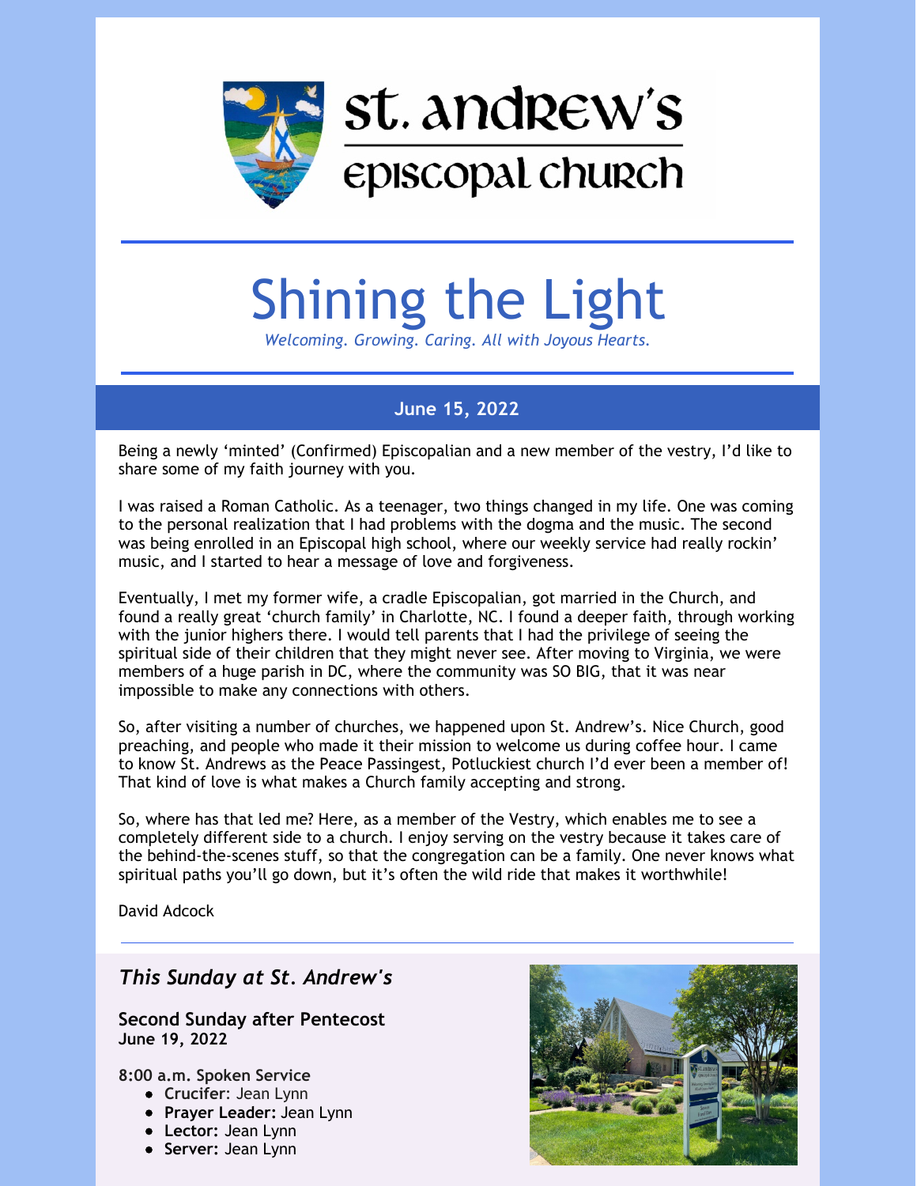# st. andrew's episcopal church

# Shining the Light

*Welcoming. Growing. Caring. All with Joyous Hearts.*

## June 15, 2022

Being a newly 'minted' (Confirmed) Episcopalian and a new member of the vestry, I'd like to share some of my faith journey with you.

I was raised a Roman Catholic. As a teenager, two things changed in my life. One was coming to the personal realization that I had problems with the dogma and the music. The second was being enrolled in an Episcopal high school, where our weekly service had really rockin' music, and I started to hear a message of love and forgiveness.

Eventually, I met my former wife, a cradle Episcopalian, got married in the Church, and found a really great 'church family' in Charlotte, NC. I found a deeper faith, through working with the junior highers there. I would tell parents that I had the privilege of seeing the spiritual side of their children that they might never see. After moving to Virginia, we were members of a huge parish in DC, where the community was SO BIG, that it was near impossible to make any connections with others.

So, after visiting a number of churches, we happened upon St. Andrew's. Nice Church, good preaching, and people who made it their mission to welcome us during coffee hour. I came to know St. Andrews as the Peace Passingest, Potluckiest church I'd ever been a member of! That kind of love is what makes a Church family accepting and strong.

So, where has that led me? Here, as a member of the Vestry, which enables me to see a completely different side to a church. I enjoy serving on the vestry because it takes care of the behind-the-scenes stuff, so that the congregation can be a family. One never knows what spiritual paths you'll go down, but it's often the wild ride that makes it worthwhile!

David Adcock

---

## *This Sunday at St. Andrew's*

**Second Sunday after Pentecost**
**June 19, 2022**

**8:00 a.m. Spoken Service**

- **Crucifer**: Jean Lynn
- **Prayer Leader:** Jean Lynn
- **Lector:** Jean Lynn
- **Server:** Jean Lynn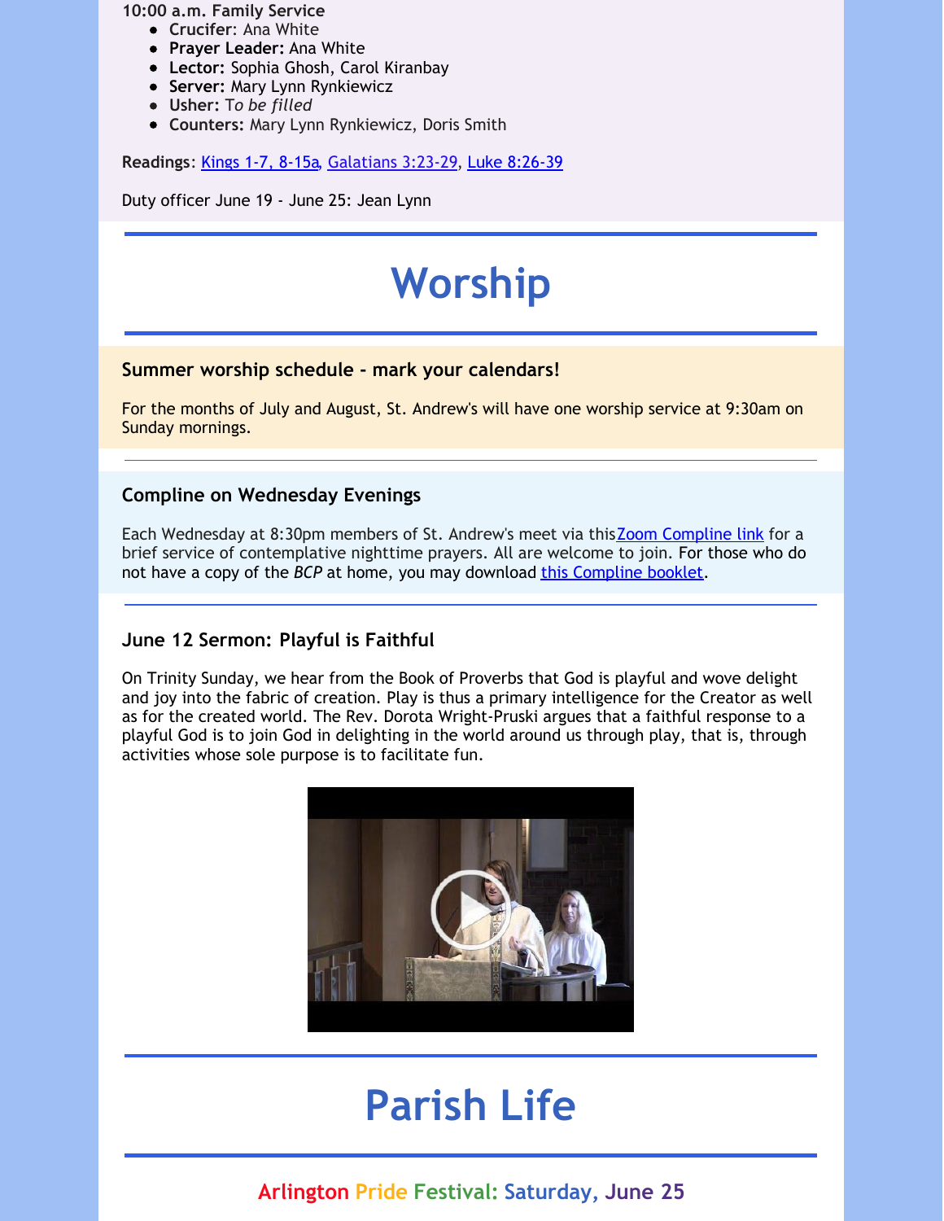**10:00 a.m. Family Service**

- **Crucifer**: Ana White
- **Prayer Leader:** Ana White
- **Lector:** Sophia Ghosh, Carol Kiranbay
- **Server:** Mary Lynn Rynkiewicz
- **Usher:** T*o be filled*
- **Counters:** Mary Lynn Rynkiewicz, Doris Smith

**Readings**: Kings 1-7, 8-15a, Galatians 3:23-29, Luke 8:26-39

Duty officer June 19 - June 25: Jean Lynn

# Worship

### Summer worship schedule - mark your calendars!

For the months of July and August, St. Andrew's will have one worship service at 9:30am on Sunday mornings.

---

### Compline on Wednesday Evenings

Each Wednesday at 8:30pm members of St. Andrew's meet via this Zoom Compline link for a brief service of contemplative nighttime prayers. All are welcome to join. For those who do not have a copy of the *BCP* at home, you may download this Compline booklet.

---

### June 12 Sermon: Playful is Faithful

On Trinity Sunday, we hear from the Book of Proverbs that God is playful and wove delight and joy into the fabric of creation. Play is thus a primary intelligence for the Creator as well as for the created world. The Rev. Dorota Wright-Pruski argues that a faithful response to a playful God is to join God in delighting in the world around us through play, that is, through activities whose sole purpose is to facilitate fun.

# Parish Life

## Arlington Pride Festival: Saturday, June 25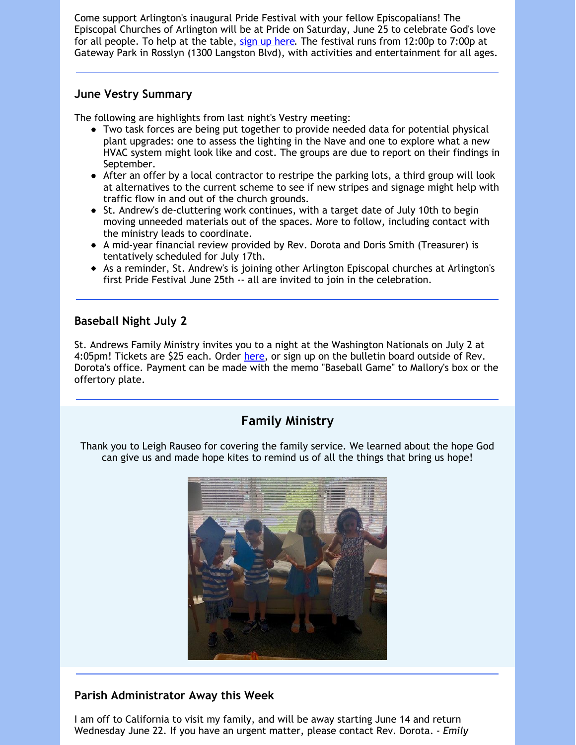Come support Arlington's inaugural Pride Festival with your fellow Episcopalians! The Episcopal Churches of Arlington will be at Pride on Saturday, June 25 to celebrate God's love for all people. To help at the table, sign up here. The festival runs from 12:00p to 7:00p at Gateway Park in Rosslyn (1300 Langston Blvd), with activities and entertainment for all ages.

---

### June Vestry Summary

The following are highlights from last night's Vestry meeting:

- Two task forces are being put together to provide needed data for potential physical plant upgrades: one to assess the lighting in the Nave and one to explore what a new HVAC system might look like and cost. The groups are due to report on their findings in September.
- After an offer by a local contractor to restripe the parking lots, a third group will look at alternatives to the current scheme to see if new stripes and signage might help with traffic flow in and out of the church grounds.
- St. Andrew's de-cluttering work continues, with a target date of July 10th to begin moving unneeded materials out of the spaces. More to follow, including contact with the ministry leads to coordinate.
- A mid-year financial review provided by Rev. Dorota and Doris Smith (Treasurer) is tentatively scheduled for July 17th.
- As a reminder, St. Andrew's is joining other Arlington Episcopal churches at Arlington's first Pride Festival June 25th -- all are invited to join in the celebration.

---

### Baseball Night July 2

St. Andrews Family Ministry invites you to a night at the Washington Nationals on July 2 at 4:05pm! Tickets are $25 each. Order here, or sign up on the bulletin board outside of Rev. Dorota's office. Payment can be made with the memo "Baseball Game" to Mallory's box or the offertory plate.

---

## Family Ministry

Thank you to Leigh Rauseo for covering the family service. We learned about the hope God can give us and made hope kites to remind us of all the things that bring us hope!

---

### Parish Administrator Away this Week

I am off to California to visit my family, and will be away starting June 14 and return Wednesday June 22. If you have an urgent matter, please contact Rev. Dorota. - *Emily*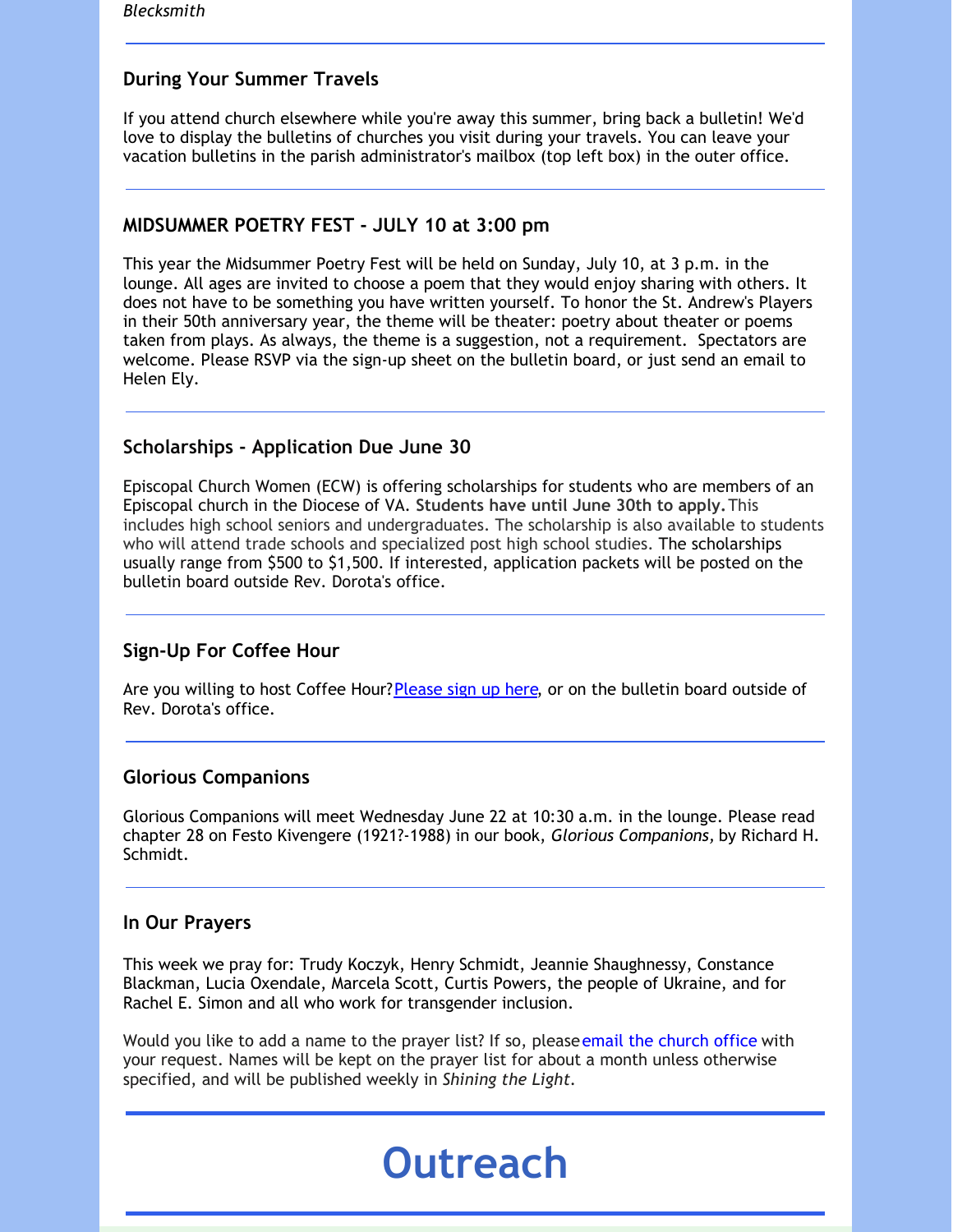*Blecksmith*

---

### During Your Summer Travels

If you attend church elsewhere while you're away this summer, bring back a bulletin! We'd love to display the bulletins of churches you visit during your travels. You can leave your vacation bulletins in the parish administrator's mailbox (top left box) in the outer office.

---

### MIDSUMMER POETRY FEST - JULY 10 at 3:00 pm

This year the Midsummer Poetry Fest will be held on Sunday, July 10, at 3 p.m. in the lounge. All ages are invited to choose a poem that they would enjoy sharing with others. It does not have to be something you have written yourself. To honor the St. Andrew's Players in their 50th anniversary year, the theme will be theater: poetry about theater or poems taken from plays. As always, the theme is a suggestion, not a requirement. Spectators are welcome. Please RSVP via the sign-up sheet on the bulletin board, or just send an email to Helen Ely.

---

### Scholarships - Application Due June 30

Episcopal Church Women (ECW) is offering scholarships for students who are members of an Episcopal church in the Diocese of VA. **Students have until June 30th to apply.** This includes high school seniors and undergraduates. The scholarship is also available to students who will attend trade schools and specialized post high school studies. The scholarships usually range from $500 to $1,500. If interested, application packets will be posted on the bulletin board outside Rev. Dorota's office.

---

### Sign-Up For Coffee Hour

Are you willing to host Coffee Hour? Please sign up here, or on the bulletin board outside of Rev. Dorota's office.

---

### Glorious Companions

Glorious Companions will meet Wednesday June 22 at 10:30 a.m. in the lounge. Please read chapter 28 on Festo Kivengere (1921?-1988) in our book, *Glorious Companions,* by Richard H. Schmidt.

---

### In Our Prayers

This week we pray for: Trudy Koczyk, Henry Schmidt, Jeannie Shaughnessy, Constance Blackman, Lucia Oxendale, Marcela Scott, Curtis Powers, the people of Ukraine, and for Rachel E. Simon and all who work for transgender inclusion.

Would you like to add a name to the prayer list? If so, please email the church office with your request. Names will be kept on the prayer list for about a month unless otherwise specified, and will be published weekly in *Shining the Light*.

---

# Outreach

---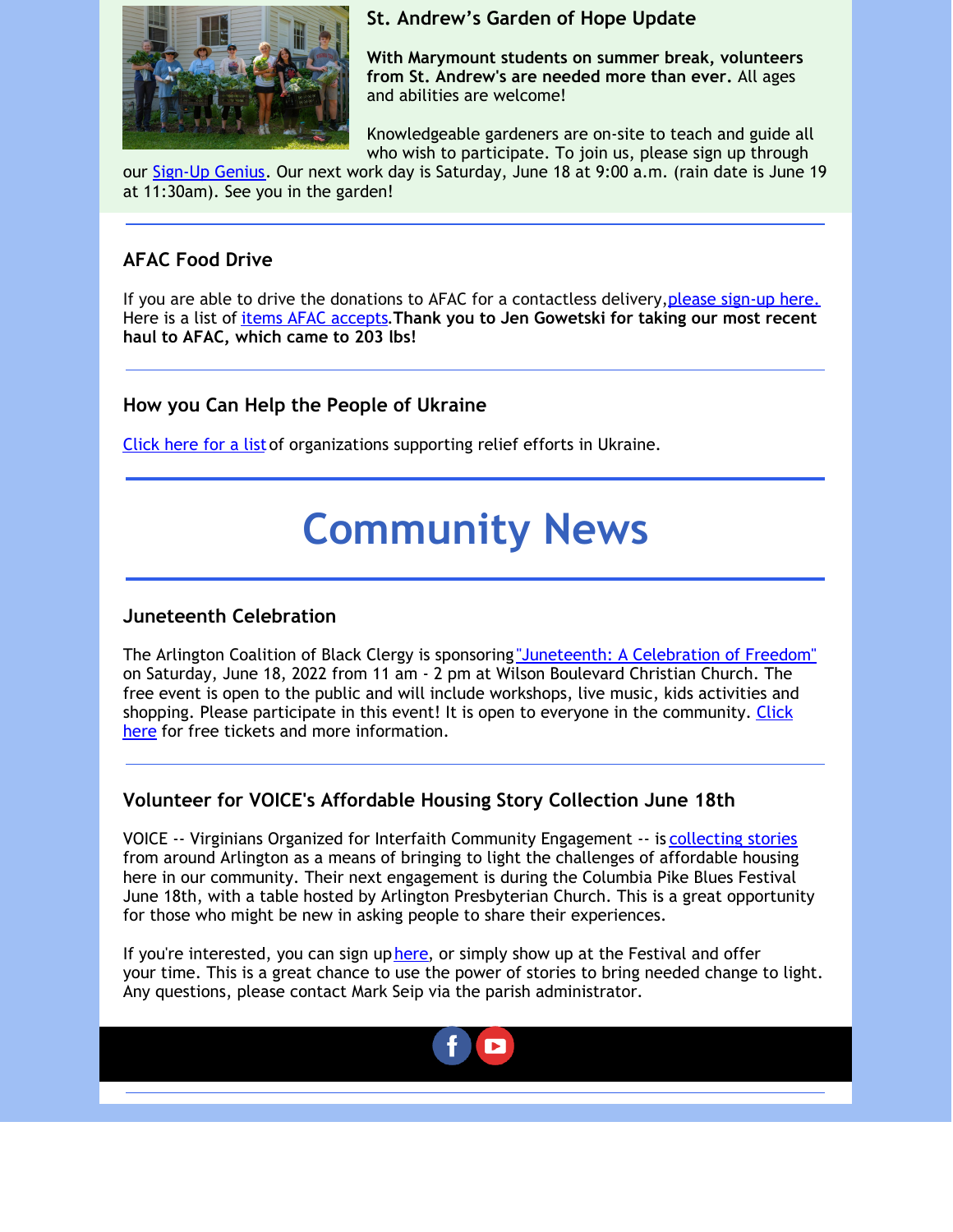### St. Andrew's Garden of Hope Update

**With Marymount students on summer break, volunteers from St. Andrew's are needed more than ever.** All ages and abilities are welcome!

Knowledgeable gardeners are on-site to teach and guide all who wish to participate. To join us, please sign up through our Sign-Up Genius. Our next work day is Saturday, June 18 at 9:00 a.m. (rain date is June 19 at 11:30am). See you in the garden!

---

### AFAC Food Drive

If you are able to drive the donations to AFAC for a contactless delivery, please sign-up here. Here is a list of items AFAC accepts. **Thank you to Jen Gowetski for taking our most recent haul to AFAC, which came to 203 lbs!**

---

### How you Can Help the People of Ukraine

Click here for a list of organizations supporting relief efforts in Ukraine.

---

# Community News

---

### Juneteenth Celebration

The Arlington Coalition of Black Clergy is sponsoring "Juneteenth: A Celebration of Freedom" on Saturday, June 18, 2022 from 11 am - 2 pm at Wilson Boulevard Christian Church. The free event is open to the public and will include workshops, live music, kids activities and shopping. Please participate in this event! It is open to everyone in the community. Click here for free tickets and more information.

---

### Volunteer for VOICE's Affordable Housing Story Collection June 18th

VOICE -- Virginians Organized for Interfaith Community Engagement -- is collecting stories from around Arlington as a means of bringing to light the challenges of affordable housing here in our community. Their next engagement is during the Columbia Pike Blues Festival June 18th, with a table hosted by Arlington Presbyterian Church. This is a great opportunity for those who might be new in asking people to share their experiences.

If you're interested, you can sign up here, or simply show up at the Festival and offer your time. This is a great chance to use the power of stories to bring needed change to light. Any questions, please contact Mark Seip via the parish administrator.